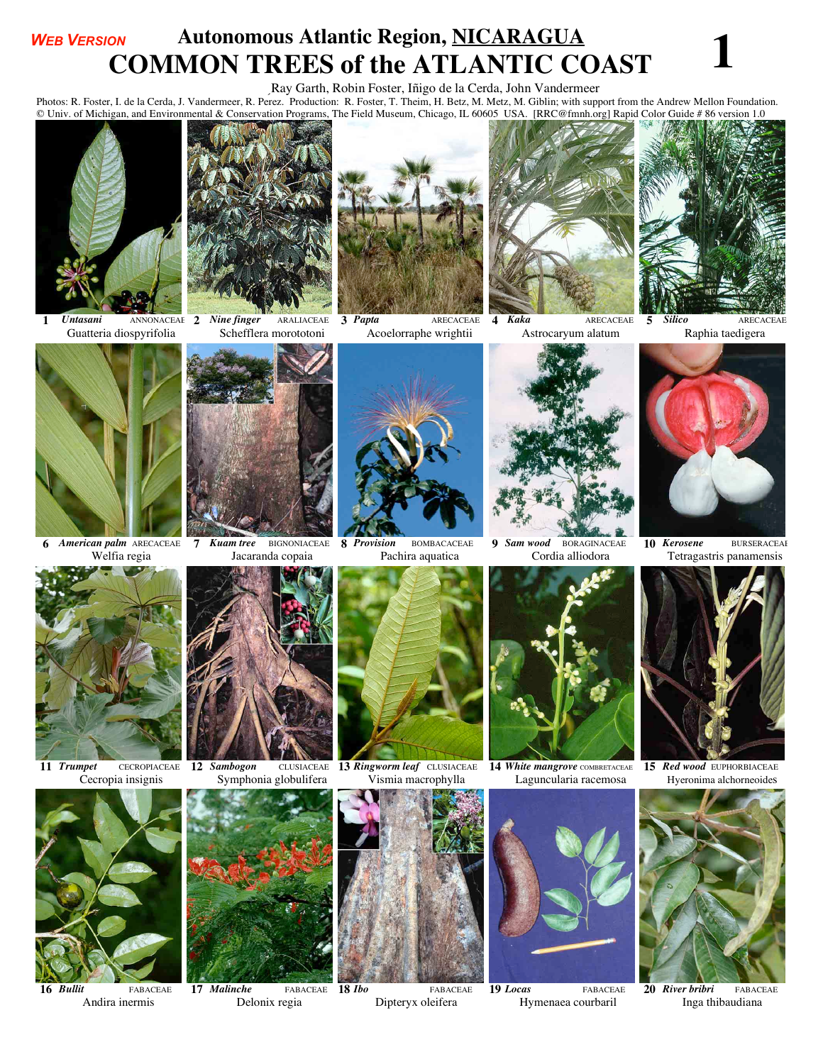**WEB VERSION**

# Autonomous Atlantic Region, NICARAGUA
# COMMON TREES of the ATLANTIC COAST

Ray Garth, Robin Foster, Iñigo de la Cerda, John Vandermeer

Photos: R. Foster, I. de la Cerda, J. Vandermeer, R. Perez. Production: R. Foster, T. Theim, H. Betz, M. Metz, M. Giblin; with support from the Andrew Mellon Foundation.
© Univ. of Michigan, and Environmental & Conservation Programs, The Field Museum, Chicago, IL 60605 USA. [RRC@fmnh.org] Rapid Color Guide # 86 version 1.0

1 ***Untasani*** ANNONACEAE
Guatteria diospyrifolia

2 ***Nine finger*** ARALIACEAE
Schefflera morototoni

3 ***Papta*** ARECACEAE
Acoelorraphe wrightii

4 ***Kaka*** ARECACEAE
Astrocaryum alatum

5 ***Silico*** ARECACEAE
Raphia taedigera

6 ***American palm*** ARECACEAE
Welfia regia

7 ***Kuam tree*** BIGNONIACEAE
Jacaranda copaia

8 ***Provision*** BOMBACACEAE
Pachira aquatica

9 ***Sam wood*** BORAGINACEAE
Cordia alliodora

10 ***Kerosene*** BURSERACEAE
Tetragastris panamensis

11 ***Trumpet*** CECROPIACEAE
Cecropia insignis

12 ***Sambogon*** CLUSIACEAE
Symphonia globulifera

13 ***Ringworm leaf*** CLUSIACEAE
Vismia macrophylla

14 ***White mangrove*** COMBRETACEAE
Laguncularia racemosa

15 ***Red wood*** EUPHORBIACEAE
Hyeronima alchorneoides

16 ***Bullit*** FABACEAE
Andira inermis

17 ***Malinche*** FABACEAE
Delonix regia

18 ***Ibo*** FABACEAE
Dipteryx oleifera

19 ***Locas*** FABACEAE
Hymenaea courbaril

20 ***River bribri*** FABACEAE
Inga thibaudiana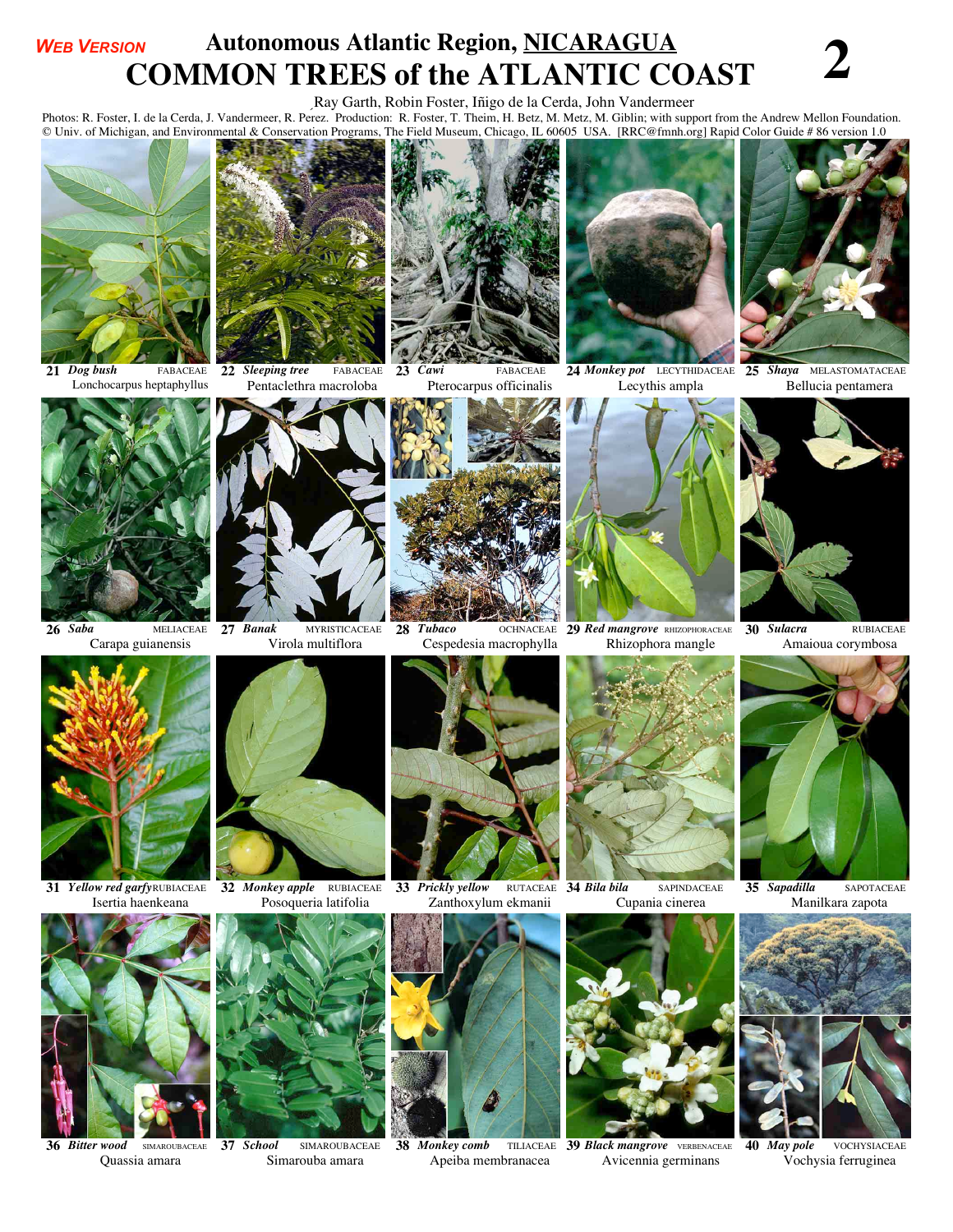**WEB VERSION**

# Autonomous Atlantic Region, NICARAGUA
# COMMON TREES of the ATLANTIC COAST

**2**

Ray Garth, Robin Foster, Iñigo de la Cerda, John Vandermeer

Photos: R. Foster, I. de la Cerda, J. Vandermeer, R. Perez. Production: R. Foster, T. Theim, H. Betz, M. Metz, M. Giblin; with support from the Andrew Mellon Foundation.
© Univ. of Michigan, and Environmental & Conservation Programs, The Field Museum, Chicago, IL 60605 USA. [RRC@fmnh.org] Rapid Color Guide # 86 version 1.0

**21** ***Dog bush*** FABACEAE
Lonchocarpus heptaphyllus

**22** ***Sleeping tree*** FABACEAE
Pentaclethra macroloba

**23** ***Cawi*** FABACEAE
Pterocarpus officinalis

**24** ***Monkey pot*** LECYTHIDACEAE
Lecythis ampla

**25** ***Shaya*** MELASTOMATACEAE
Bellucia pentamera

**26** ***Saba*** MELIACEAE
Carapa guianensis

**27** ***Banak*** MYRISTICACEAE
Virola multiflora

**28** ***Tubaco*** OCHNACEAE
Cespedesia macrophylla

**29** ***Red mangrove*** RHIZOPHORACEAE
Rhizophora mangle

**30** ***Sulacra*** RUBIACEAE
Amaioua corymbosa

**31** ***Yellow red garfy*** RUBIACEAE
Isertia haenkeana

**32** ***Monkey apple*** RUBIACEAE
Posoqueria latifolia

**33** ***Prickly yellow*** RUTACEAE
Zanthoxylum ekmanii

**34** ***Bila bila*** SAPINDACEAE
Cupania cinerea

**35** ***Sapadilla*** SAPOTACEAE
Manilkara zapota

**36** ***Bitter wood*** SIMAROUBACEAE
Quassia amara

**37** ***School*** SIMAROUBACEAE
Simarouba amara

**38** ***Monkey comb*** TILIACEAE
Apeiba membranacea

**39** ***Black mangrove*** VERBENACEAE
Avicennia germinans

**40** ***May pole*** VOCHYSIACEAE
Vochysia ferruginea